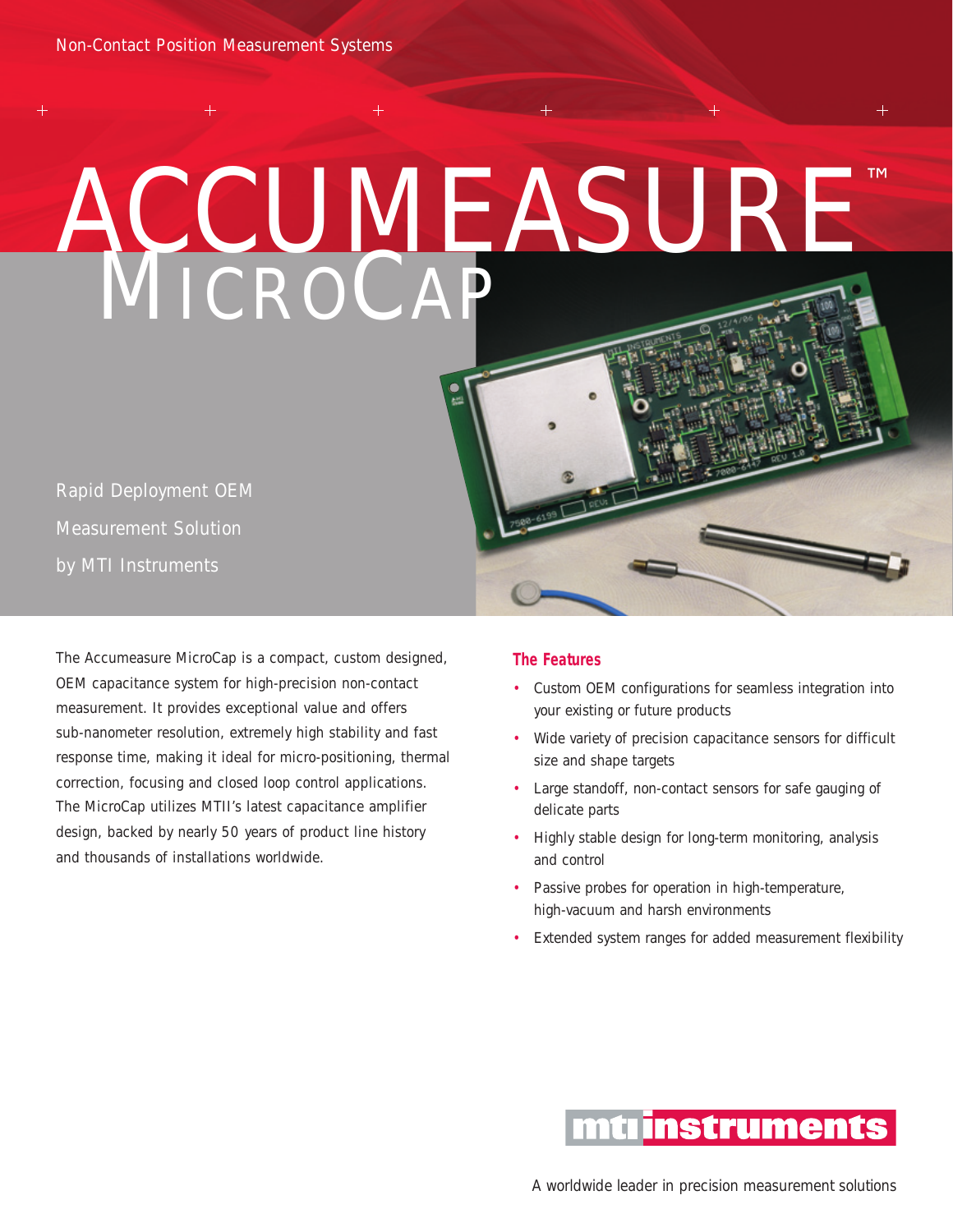Non-Contact Position Measurement Systems

# ACCUMEASURE™ MICROCAP

Rapid Deployment OEM Measurement Solution by MTI Instruments

The Accumeasure MicroCap is a compact, custom designed, OEM capacitance system for high-precision non-contact measurement. It provides exceptional value and offers sub-nanometer resolution, extremely high stability and fast response time, making it ideal for micro-positioning, thermal correction, focusing and closed loop control applications. The MicroCap utilizes MTII's latest capacitance amplifier design, backed by nearly 50 years of product line history and thousands of installations worldwide.

## The Features

- Custom OEM configurations for seamless integration into your existing or future products
- Wide variety of precision capacitance sensors for difficult size and shape targets
- Large standoff, non-contact sensors for safe gauging of delicate parts
- Highly stable design for long-term monitoring, analysis and control
- Passive probes for operation in high-temperature, high-vacuum and harsh environments
- Extended system ranges for added measurement flexibility

mti instruments

A worldwide leader in precision measurement solutions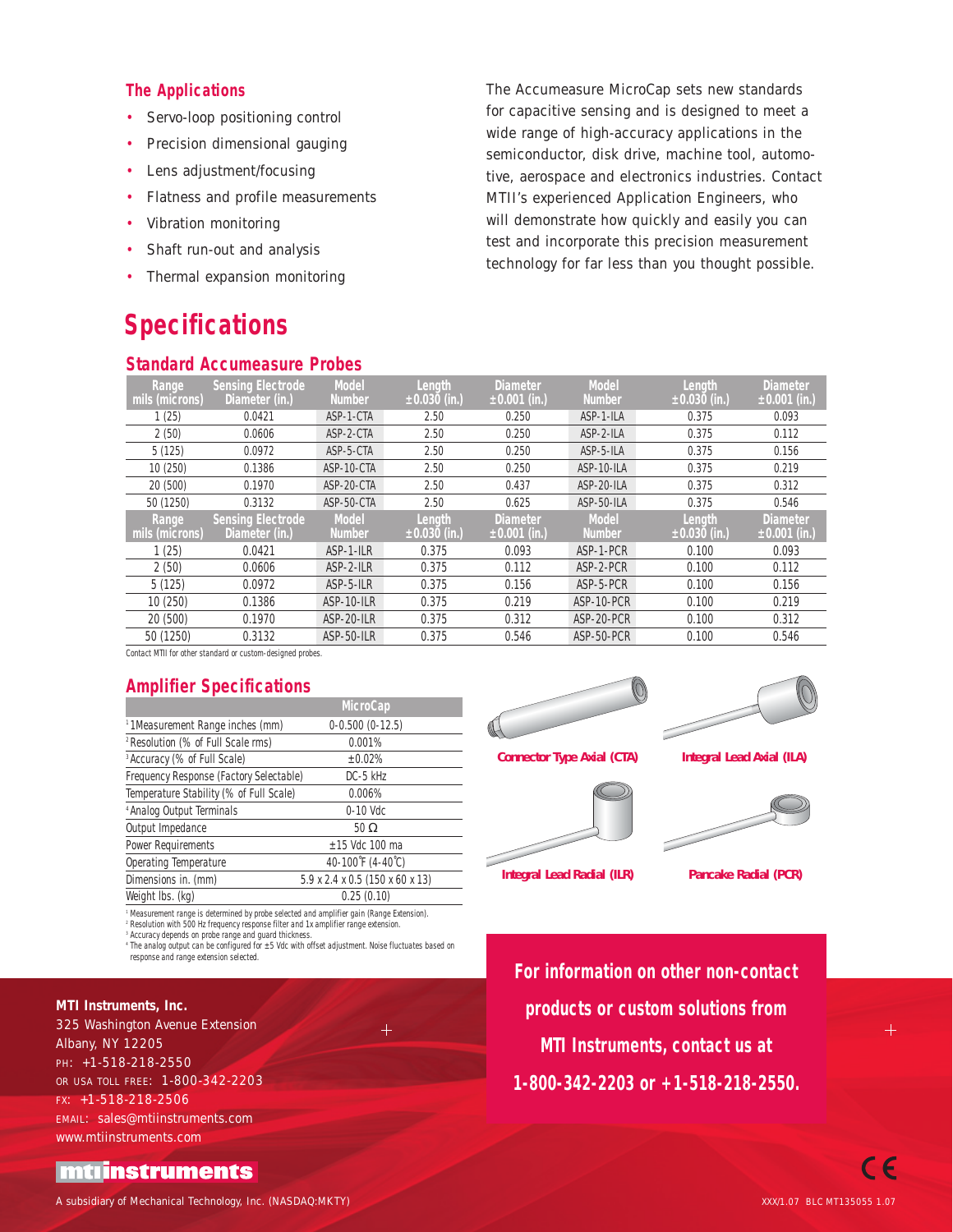## The Applications

- Servo-loop positioning control
- Precision dimensional gauging
- Lens adjustment/focusing
- Flatness and profile measurements
- Vibration monitoring
- Shaft run-out and analysis
- Thermal expansion monitoring

The Accumeasure MicroCap sets new standards for capacitive sensing and is designed to meet a wide range of high-accuracy applications in the semiconductor, disk drive, machine tool, automotive, aerospace and electronics industries. Contact MTII's experienced Application Engineers, who will demonstrate how quickly and easily you can test and incorporate this precision measurement technology for far less than you thought possible.

# Specifications

### Standard Accumeasure Probes

| Range mils (microns) | Sensing Electrode Diameter (in.) | Model Number | Length ±0.030 (in.) | Diameter ±0.001 (in.) | Model Number | Length ±0.030 (in.) | Diameter ±0.001 (in.) |
|---|---|---|---|---|---|---|---|
| 1 (25) | 0.0421 | ASP-1-CTA | 2.50 | 0.250 | ASP-1-ILA | 0.375 | 0.093 |
| 2 (50) | 0.0606 | ASP-2-CTA | 2.50 | 0.250 | ASP-2-ILA | 0.375 | 0.112 |
| 5 (125) | 0.0972 | ASP-5-CTA | 2.50 | 0.250 | ASP-5-ILA | 0.375 | 0.156 |
| 10 (250) | 0.1386 | ASP-10-CTA | 2.50 | 0.250 | ASP-10-ILA | 0.375 | 0.219 |
| 20 (500) | 0.1970 | ASP-20-CTA | 2.50 | 0.437 | ASP-20-ILA | 0.375 | 0.312 |
| 50 (1250) | 0.3132 | ASP-50-CTA | 2.50 | 0.625 | ASP-50-ILA | 0.375 | 0.546 |
| **Range mils (microns)** | **Sensing Electrode Diameter (in.)** | **Model Number** | **Length ±0.030 (in.)** | **Diameter ±0.001 (in.)** | **Model Number** | **Length ±0.030 (in.)** | **Diameter ±0.001 (in.)** |
| 1 (25) | 0.0421 | ASP-1-ILR | 0.375 | 0.093 | ASP-1-PCR | 0.100 | 0.093 |
| 2 (50) | 0.0606 | ASP-2-ILR | 0.375 | 0.112 | ASP-2-PCR | 0.100 | 0.112 |
| 5 (125) | 0.0972 | ASP-5-ILR | 0.375 | 0.156 | ASP-5-PCR | 0.100 | 0.156 |
| 10 (250) | 0.1386 | ASP-10-ILR | 0.375 | 0.219 | ASP-10-PCR | 0.100 | 0.219 |
| 20 (500) | 0.1970 | ASP-20-ILR | 0.375 | 0.312 | ASP-20-PCR | 0.100 | 0.312 |
| 50 (1250) | 0.3132 | ASP-50-ILR | 0.375 | 0.546 | ASP-50-PCR | 0.100 | 0.546 |

*Contact MTII for other standard or custom-designed probes.*

### Amplifier Specifications

| | MicroCap |
|---|---|
| [1] 1Measurement Range inches (mm) | 0-0.500 (0-12.5) |
| [2] Resolution (% of Full Scale rms) | 0.001% |
| [3] Accuracy (% of Full Scale) | ±0.02% |
| Frequency Response (Factory Selectable) | DC-5 kHz |
| Temperature Stability (% of Full Scale) | 0.006% |
| [4] Analog Output Terminals | 0-10 Vdc |
| Output Impedance | 50 Ω |
| Power Requirements | ±15 Vdc 100 ma |
| Operating Temperature | 40-100°F (4-40°C) |
| Dimensions in. (mm) | 5.9 x 2.4 x 0.5 (150 x 60 x 13) |
| Weight lbs. (kg) | 0.25 (0.10) |

[1] Measurement range is determined by probe selected and amplifier gain (Range Extension).
[2] Resolution with 500 Hz frequency response filter and 1x amplifier range extension.
[3] Accuracy depends on probe range and guard thickness.
[4] The analog output can be configured for ±5 Vdc with offset adjustment. Noise fluctuates based on response and range extension selected.

Connector Type Axial (CTA)

Integral Lead Axial (ILA)

Integral Lead Radial (ILR)

Pancake Radial (PCR)

**For information on other non-contact products or custom solutions from MTI Instruments, contact us at 1-800-342-2203 or +1-518-218-2550.**

**MTI Instruments, Inc.**
325 Washington Avenue Extension
Albany, NY 12205
PH: +1-518-218-2550
OR USA TOLL FREE: 1-800-342-2203
FX: +1-518-218-2506
EMAIL: sales@mtiinstruments.com
www.mtiinstruments.com

mtiinstruments

A subsidiary of Mechanical Technology, Inc. (NASDAQ:MKTY)

XXX/1.07 BLC MT135055 1.07